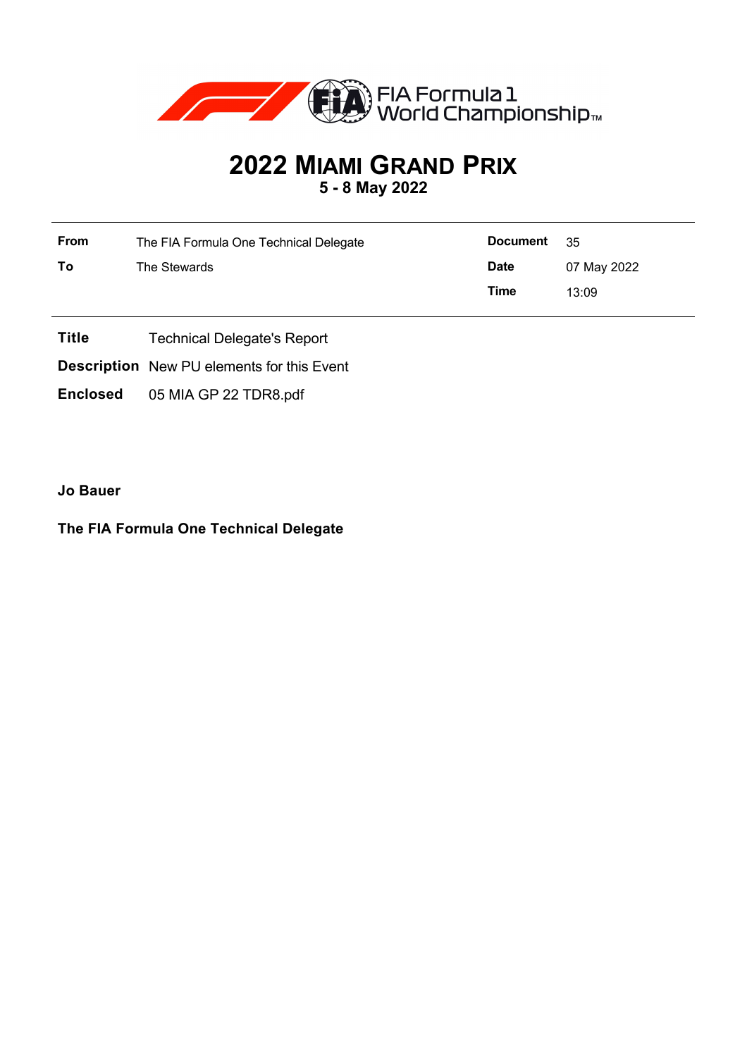# 2022 MIAMI GRAND PRIX

**5 - 8 May 2022**

| | | | |
|---|---|---|---|
| **From** | The FIA Formula One Technical Delegate | **Document** | 35 |
| **To** | The Stewards | **Date** | 07 May 2022 |
| | | **Time** | 13:09 |

**Title** Technical Delegate's Report

**Description** New PU elements for this Event

**Enclosed** 05 MIA GP 22 TDR8.pdf

**Jo Bauer**

**The FIA Formula One Technical Delegate**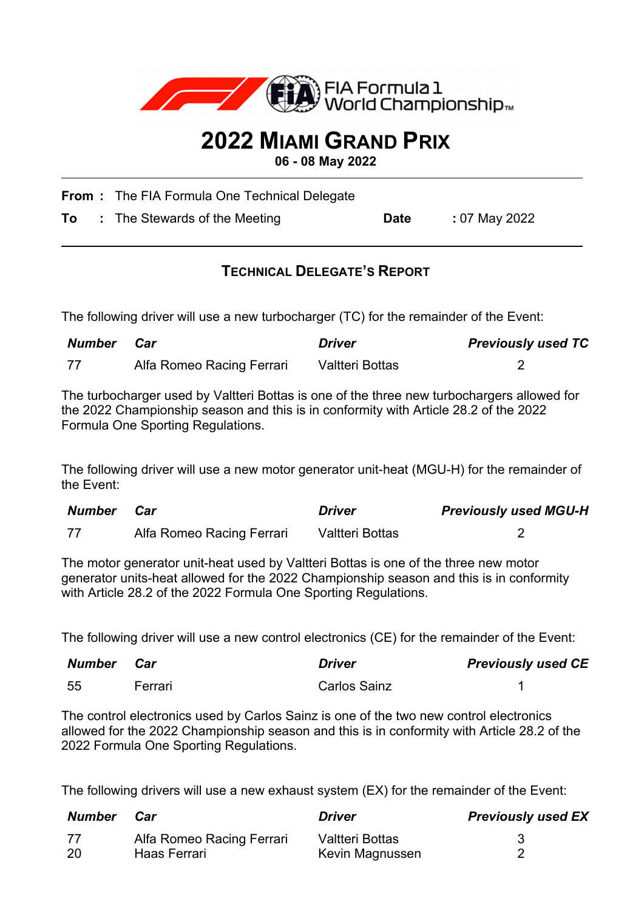FIA Formula 1 World Championship™

# 2022 Miami Grand Prix

**06 - 08 May 2022**

**From :** The FIA Formula One Technical Delegate

**To :** The Stewards of the Meeting **Date** : 07 May 2022

## Technical Delegate's Report

The following driver will use a new turbocharger (TC) for the remainder of the Event:

| *Number* | *Car* | *Driver* | *Previously used TC* |
|---|---|---|---|
| 77 | Alfa Romeo Racing Ferrari | Valtteri Bottas | 2 |

The turbocharger used by Valtteri Bottas is one of the three new turbochargers allowed for the 2022 Championship season and this is in conformity with Article 28.2 of the 2022 Formula One Sporting Regulations.

The following driver will use a new motor generator unit-heat (MGU-H) for the remainder of the Event:

| *Number* | *Car* | *Driver* | *Previously used MGU-H* |
|---|---|---|---|
| 77 | Alfa Romeo Racing Ferrari | Valtteri Bottas | 2 |

The motor generator unit-heat used by Valtteri Bottas is one of the three new motor generator units-heat allowed for the 2022 Championship season and this is in conformity with Article 28.2 of the 2022 Formula One Sporting Regulations.

The following driver will use a new control electronics (CE) for the remainder of the Event:

| *Number* | *Car* | *Driver* | *Previously used CE* |
|---|---|---|---|
| 55 | Ferrari | Carlos Sainz | 1 |

The control electronics used by Carlos Sainz is one of the two new control electronics allowed for the 2022 Championship season and this is in conformity with Article 28.2 of the 2022 Formula One Sporting Regulations.

The following drivers will use a new exhaust system (EX) for the remainder of the Event:

| *Number* | *Car* | *Driver* | *Previously used EX* |
|---|---|---|---|
| 77 | Alfa Romeo Racing Ferrari | Valtteri Bottas | 3 |
| 20 | Haas Ferrari | Kevin Magnussen | 2 |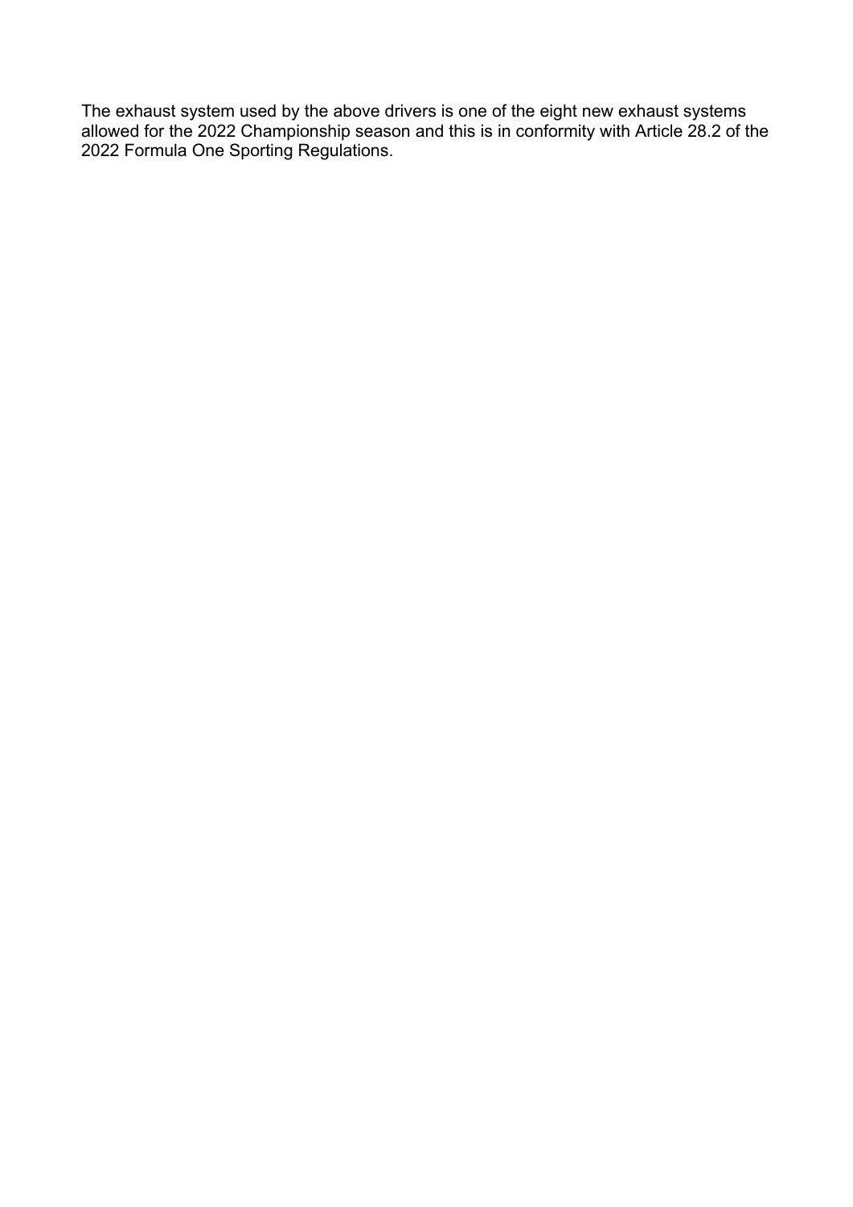The exhaust system used by the above drivers is one of the eight new exhaust systems allowed for the 2022 Championship season and this is in conformity with Article 28.2 of the 2022 Formula One Sporting Regulations.